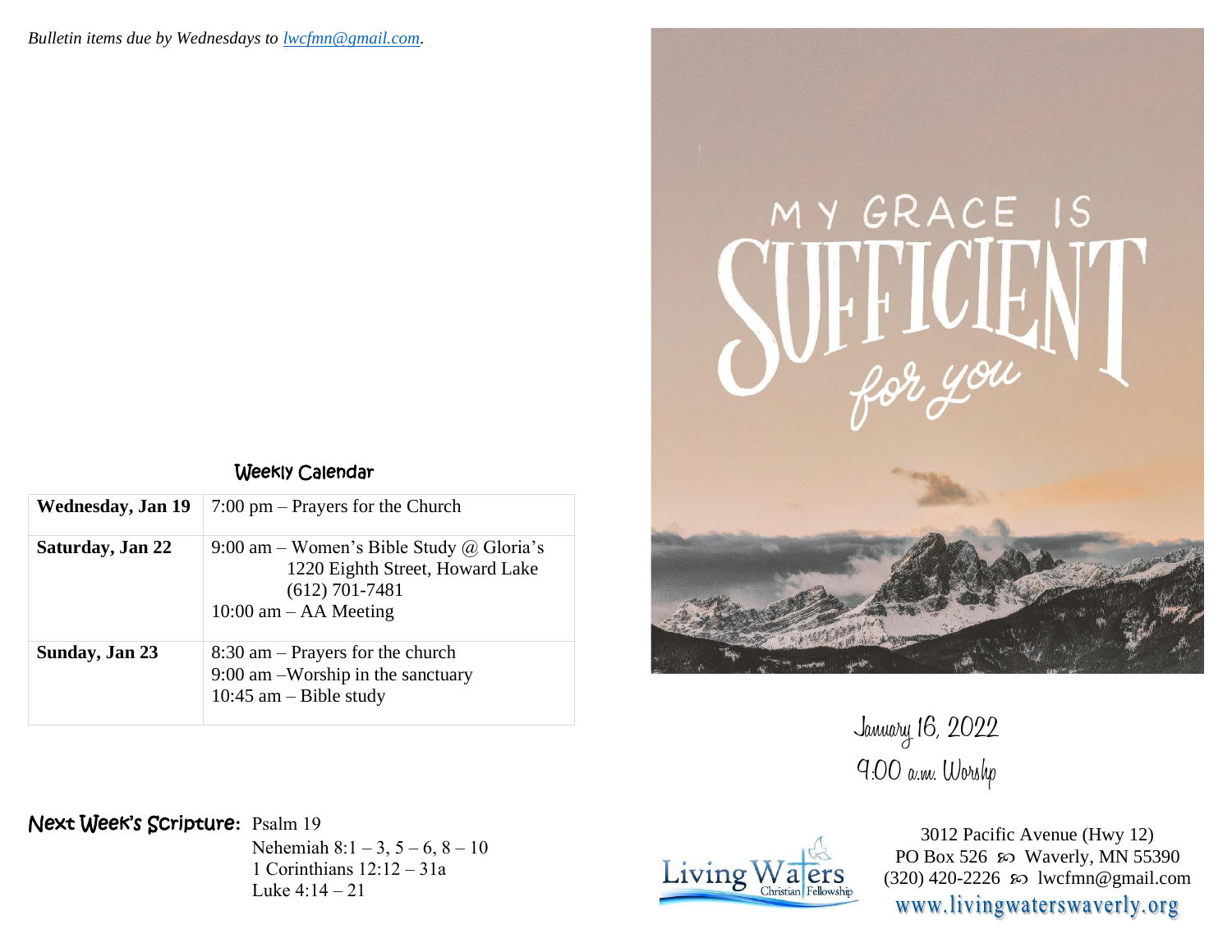*Bulletin items due by Wednesdays to lwcfmn@gmail.com.*

### Weekly Calendar

| | |
|---|---|
| **Wednesday, Jan 19** | 7:00 pm – Prayers for the Church |
| **Saturday, Jan 22** | 9:00 am – Women's Bible Study @ Gloria's<br>1220 Eighth Street, Howard Lake<br>(612) 701-7481<br>10:00 am – AA Meeting |
| **Sunday, Jan 23** | 8:30 am – Prayers for the church<br>9:00 am –Worship in the sanctuary<br>10:45 am – Bible study |

**Next Week's Scripture:** Psalm 19
Nehemiah 8:1 – 3, 5 – 6, 8 – 10
1 Corinthians 12:12 – 31a
Luke 4:14 – 21

# MY GRACE IS SUFFICIENT for you

January 16, 2022
9:00 a.m. Worship

Living Waters Christian Fellowship

3012 Pacific Avenue (Hwy 12)
PO Box 526 ∞ Waverly, MN 55390
(320) 420-2226 ∞ lwcfmn@gmail.com
www.livingwaterswaverly.org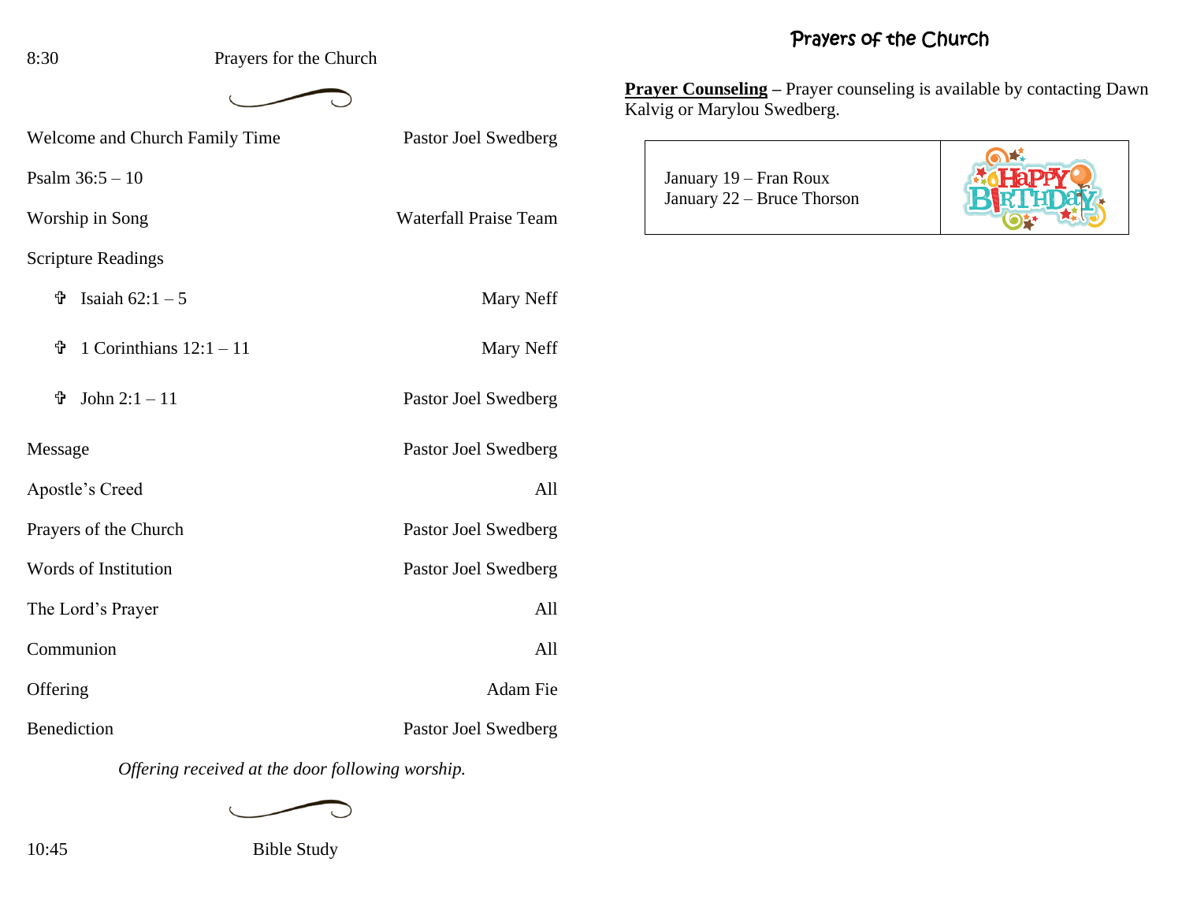8:30 Prayers for the Church

| | |
|---|---|
| Welcome and Church Family Time | Pastor Joel Swedberg |
| Psalm 36:5 – 10 | |
| Worship in Song | Waterfall Praise Team |
| Scripture Readings | |
| ✞ Isaiah 62:1 – 5 | Mary Neff |
| ✞ 1 Corinthians 12:1 – 11 | Mary Neff |
| ✞ John 2:1 – 11 | Pastor Joel Swedberg |
| Message | Pastor Joel Swedberg |
| Apostle's Creed | All |
| Prayers of the Church | Pastor Joel Swedberg |
| Words of Institution | Pastor Joel Swedberg |
| The Lord's Prayer | All |
| Communion | All |
| Offering | Adam Fie |
| Benediction | Pastor Joel Swedberg |

*Offering received at the door following worship.*

10:45 Bible Study

## Prayers of the Church

**Prayer Counseling** – Prayer counseling is available by contacting Dawn Kalvig or Marylou Swedberg.

January 19 – Fran Roux
January 22 – Bruce Thorson

HAPPY BIRTHDAY